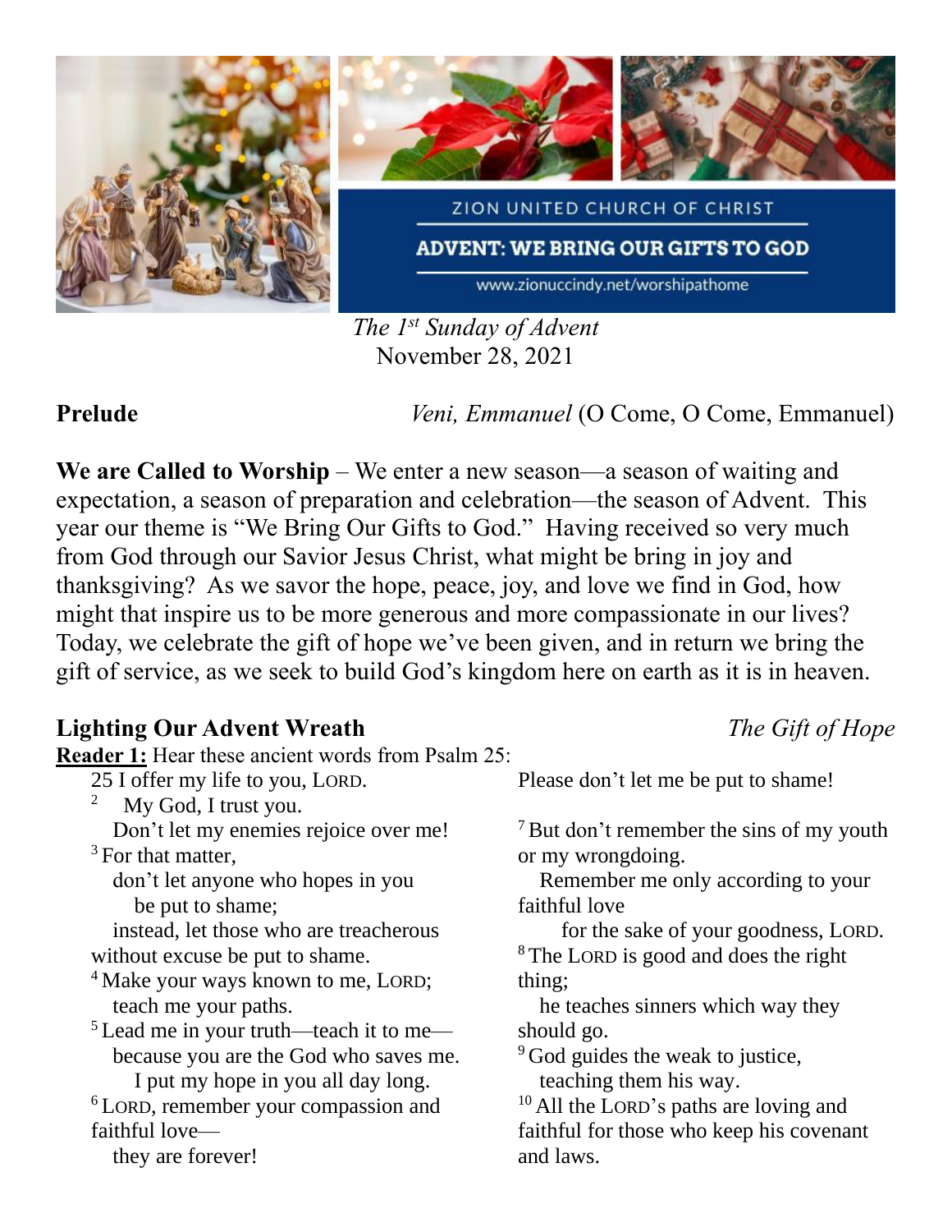ZION UNITED CHURCH OF CHRIST

**ADVENT: WE BRING OUR GIFTS TO GOD**

www.zionuccindy.net/worshipathome

*The 1st Sunday of Advent*
November 28, 2021

**Prelude** *Veni, Emmanuel* (O Come, O Come, Emmanuel)

**We are Called to Worship** – We enter a new season—a season of waiting and expectation, a season of preparation and celebration—the season of Advent. This year our theme is "We Bring Our Gifts to God." Having received so very much from God through our Savior Jesus Christ, what might be bring in joy and thanksgiving? As we savor the hope, peace, joy, and love we find in God, how might that inspire us to be more generous and more compassionate in our lives? Today, we celebrate the gift of hope we've been given, and in return we bring the gift of service, as we seek to build God's kingdom here on earth as it is in heaven.

## Lighting Our Advent Wreath *The Gift of Hope*

**Reader 1:** Hear these ancient words from Psalm 25:

25 I offer my life to you, LORD.
[2] My God, I trust you.
Don't let my enemies rejoice over me!
[3] For that matter,
don't let anyone who hopes in you
be put to shame;
instead, let those who are treacherous without excuse be put to shame.
[4] Make your ways known to me, LORD;
teach me your paths.
[5] Lead me in your truth—teach it to me—
because you are the God who saves me.
I put my hope in you all day long.
[6] LORD, remember your compassion and faithful love—
they are forever!
Please don't let me be put to shame!

[7] But don't remember the sins of my youth or my wrongdoing.
Remember me only according to your faithful love
for the sake of your goodness, LORD.
[8] The LORD is good and does the right thing;
he teaches sinners which way they should go.
[9] God guides the weak to justice,
teaching them his way.
[10] All the LORD's paths are loving and faithful for those who keep his covenant and laws.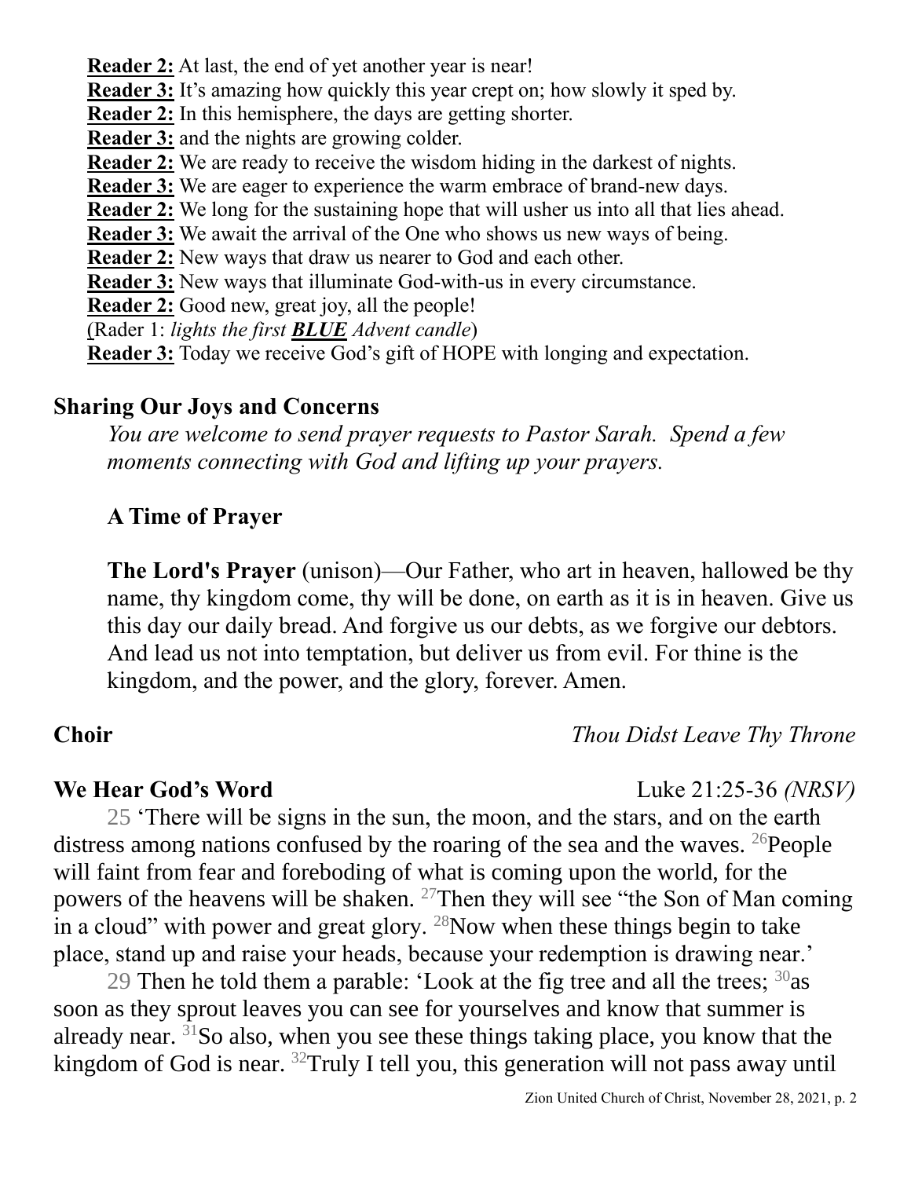**Reader 2:** At last, the end of yet another year is near!
**Reader 3:** It's amazing how quickly this year crept on; how slowly it sped by.
**Reader 2:** In this hemisphere, the days are getting shorter.
**Reader 3:** and the nights are growing colder.
**Reader 2:** We are ready to receive the wisdom hiding in the darkest of nights.
**Reader 3:** We are eager to experience the warm embrace of brand-new days.
**Reader 2:** We long for the sustaining hope that will usher us into all that lies ahead.
**Reader 3:** We await the arrival of the One who shows us new ways of being.
**Reader 2:** New ways that draw us nearer to God and each other.
**Reader 3:** New ways that illuminate God-with-us in every circumstance.
**Reader 2:** Good new, great joy, all the people!
(Rader 1: *lights the first **BLUE** Advent candle*)
**Reader 3:** Today we receive God's gift of HOPE with longing and expectation.

## Sharing Our Joys and Concerns

*You are welcome to send prayer requests to Pastor Sarah. Spend a few moments connecting with God and lifting up your prayers.*

### A Time of Prayer

**The Lord's Prayer** (unison)—Our Father, who art in heaven, hallowed be thy name, thy kingdom come, thy will be done, on earth as it is in heaven. Give us this day our daily bread. And forgive us our debts, as we forgive our debtors. And lead us not into temptation, but deliver us from evil. For thine is the kingdom, and the power, and the glory, forever. Amen.

**Choir** *Thou Didst Leave Thy Throne*

**We Hear God's Word** Luke 21:25-36 *(NRSV)*

25 'There will be signs in the sun, the moon, and the stars, and on the earth distress among nations confused by the roaring of the sea and the waves. 26 People will faint from fear and foreboding of what is coming upon the world, for the powers of the heavens will be shaken. 27 Then they will see "the Son of Man coming in a cloud" with power and great glory. 28 Now when these things begin to take place, stand up and raise your heads, because your redemption is drawing near.'

29 Then he told them a parable: 'Look at the fig tree and all the trees; 30 as soon as they sprout leaves you can see for yourselves and know that summer is already near. 31 So also, when you see these things taking place, you know that the kingdom of God is near. 32 Truly I tell you, this generation will not pass away until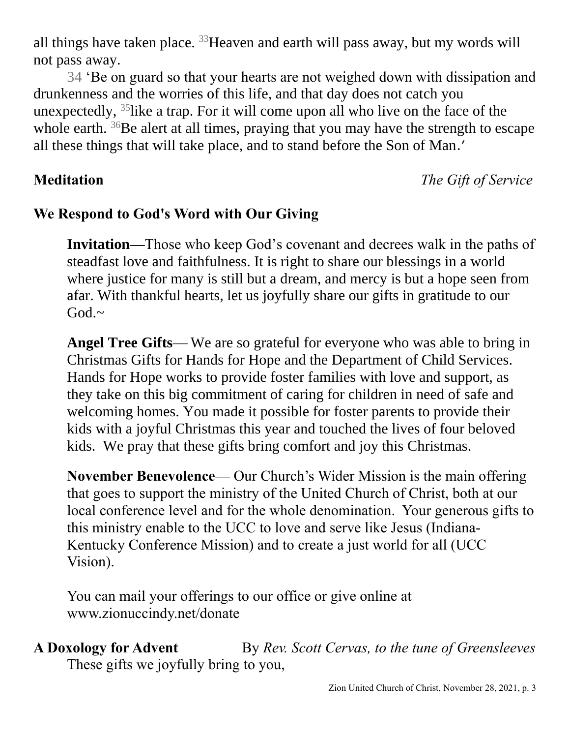all things have taken place. [33]Heaven and earth will pass away, but my words will not pass away.

34 'Be on guard so that your hearts are not weighed down with dissipation and drunkenness and the worries of this life, and that day does not catch you unexpectedly, [35]like a trap. For it will come upon all who live on the face of the whole earth. [36]Be alert at all times, praying that you may have the strength to escape all these things that will take place, and to stand before the Son of Man.'

**Meditation** *The Gift of Service*

**We Respond to God's Word with Our Giving**

**Invitation—**Those who keep God's covenant and decrees walk in the paths of steadfast love and faithfulness. It is right to share our blessings in a world where justice for many is still but a dream, and mercy is but a hope seen from afar. With thankful hearts, let us joyfully share our gifts in gratitude to our God.~

**Angel Tree Gifts**— We are so grateful for everyone who was able to bring in Christmas Gifts for Hands for Hope and the Department of Child Services. Hands for Hope works to provide foster families with love and support, as they take on this big commitment of caring for children in need of safe and welcoming homes. You made it possible for foster parents to provide their kids with a joyful Christmas this year and touched the lives of four beloved kids. We pray that these gifts bring comfort and joy this Christmas.

**November Benevolence**— Our Church's Wider Mission is the main offering that goes to support the ministry of the United Church of Christ, both at our local conference level and for the whole denomination. Your generous gifts to this ministry enable to the UCC to love and serve like Jesus (Indiana-Kentucky Conference Mission) and to create a just world for all (UCC Vision).

You can mail your offerings to our office or give online at www.zionuccindy.net/donate

**A Doxology for Advent** By *Rev. Scott Cervas, to the tune of Greensleeves*

These gifts we joyfully bring to you,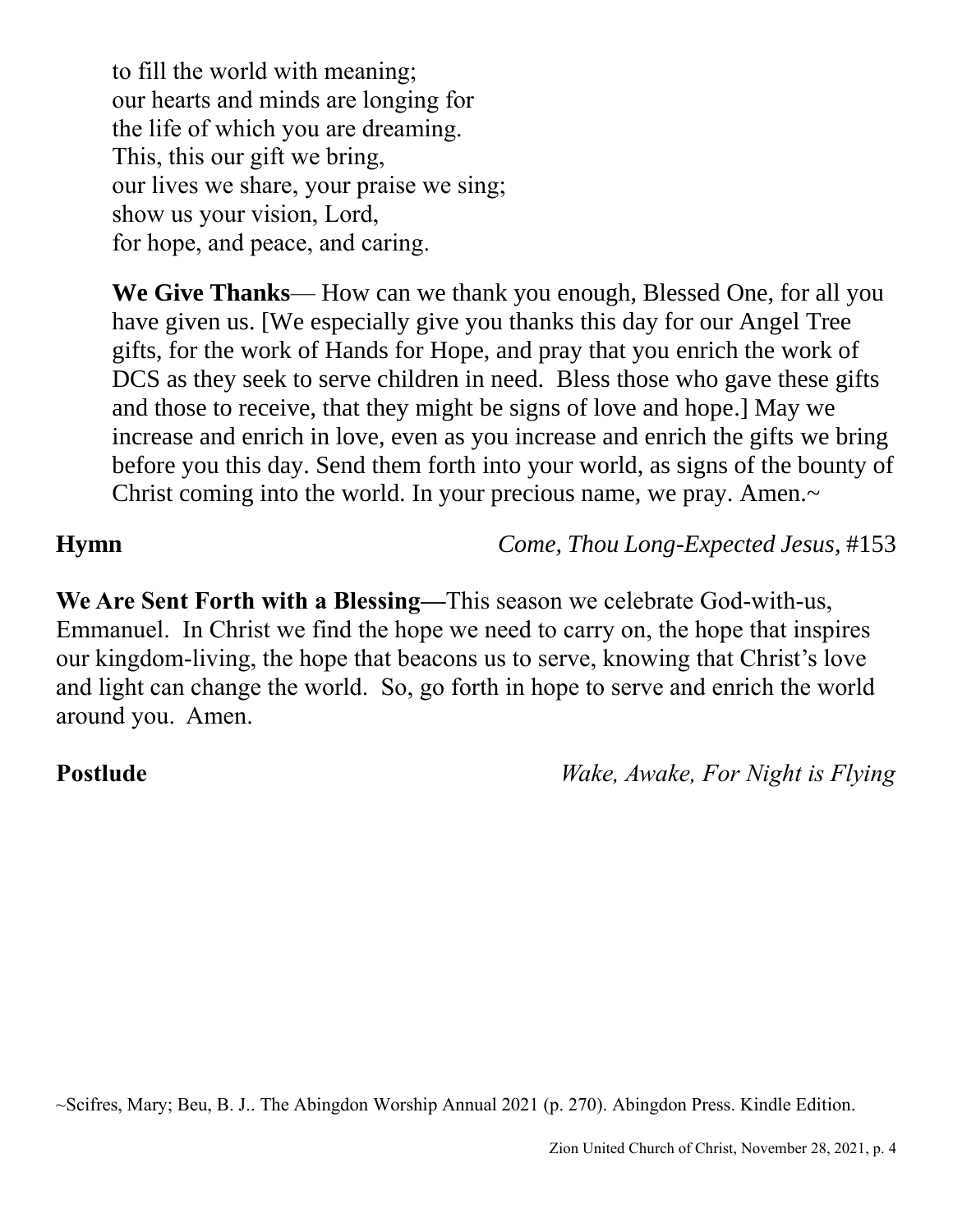to fill the world with meaning;  
our hearts and minds are longing for  
the life of which you are dreaming.  
This, this our gift we bring,  
our lives we share, your praise we sing;  
show us your vision, Lord,  
for hope, and peace, and caring.

**We Give Thanks**— How can we thank you enough, Blessed One, for all you have given us. [We especially give you thanks this day for our Angel Tree gifts, for the work of Hands for Hope, and pray that you enrich the work of DCS as they seek to serve children in need. Bless those who gave these gifts and those to receive, that they might be signs of love and hope.] May we increase and enrich in love, even as you increase and enrich the gifts we bring before you this day. Send them forth into your world, as signs of the bounty of Christ coming into the world. In your precious name, we pray. Amen.~

**Hymn** *Come, Thou Long-Expected Jesus,* #153

**We Are Sent Forth with a Blessing—**This season we celebrate God-with-us, Emmanuel. In Christ we find the hope we need to carry on, the hope that inspires our kingdom-living, the hope that beacons us to serve, knowing that Christ's love and light can change the world. So, go forth in hope to serve and enrich the world around you. Amen.

**Postlude** *Wake, Awake, For Night is Flying*

~Scifres, Mary; Beu, B. J.. The Abingdon Worship Annual 2021 (p. 270). Abingdon Press. Kindle Edition.